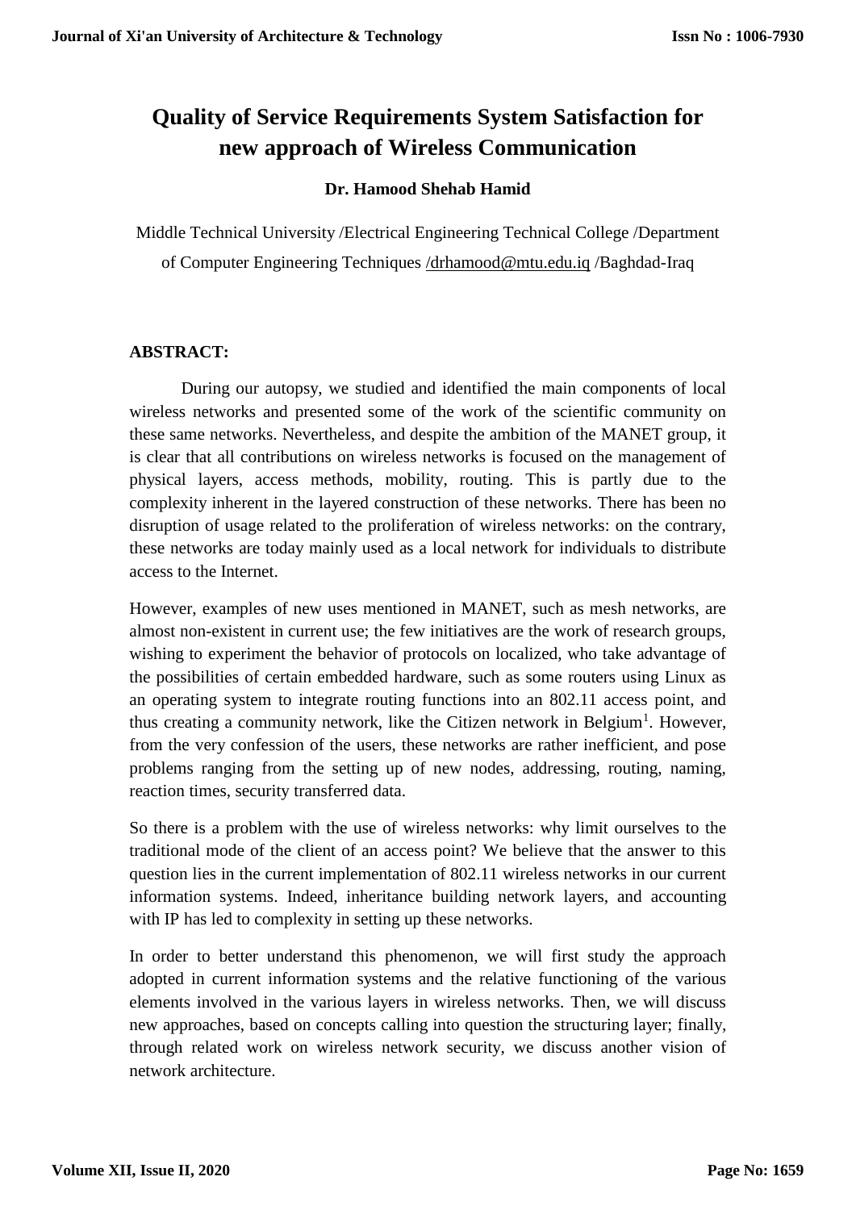# Quality of Service Requirements System Satisfaction for new approach of Wireless Communication

**Dr. Hamood Shehab Hamid**

Middle Technical University /Electrical Engineering Technical College /Department of Computer Engineering Techniques /drhamood@mtu.edu.iq /Baghdad-Iraq

**ABSTRACT:**

During our autopsy, we studied and identified the main components of local wireless networks and presented some of the work of the scientific community on these same networks. Nevertheless, and despite the ambition of the MANET group, it is clear that all contributions on wireless networks is focused on the management of physical layers, access methods, mobility, routing. This is partly due to the complexity inherent in the layered construction of these networks. There has been no disruption of usage related to the proliferation of wireless networks: on the contrary, these networks are today mainly used as a local network for individuals to distribute access to the Internet.

However, examples of new uses mentioned in MANET, such as mesh networks, are almost non-existent in current use; the few initiatives are the work of research groups, wishing to experiment the behavior of protocols on localized, who take advantage of the possibilities of certain embedded hardware, such as some routers using Linux as an operating system to integrate routing functions into an 802.11 access point, and thus creating a community network, like the Citizen network in Belgium[1]. However, from the very confession of the users, these networks are rather inefficient, and pose problems ranging from the setting up of new nodes, addressing, routing, naming, reaction times, security transferred data.

So there is a problem with the use of wireless networks: why limit ourselves to the traditional mode of the client of an access point? We believe that the answer to this question lies in the current implementation of 802.11 wireless networks in our current information systems. Indeed, inheritance building network layers, and accounting with IP has led to complexity in setting up these networks.

In order to better understand this phenomenon, we will first study the approach adopted in current information systems and the relative functioning of the various elements involved in the various layers in wireless networks. Then, we will discuss new approaches, based on concepts calling into question the structuring layer; finally, through related work on wireless network security, we discuss another vision of network architecture.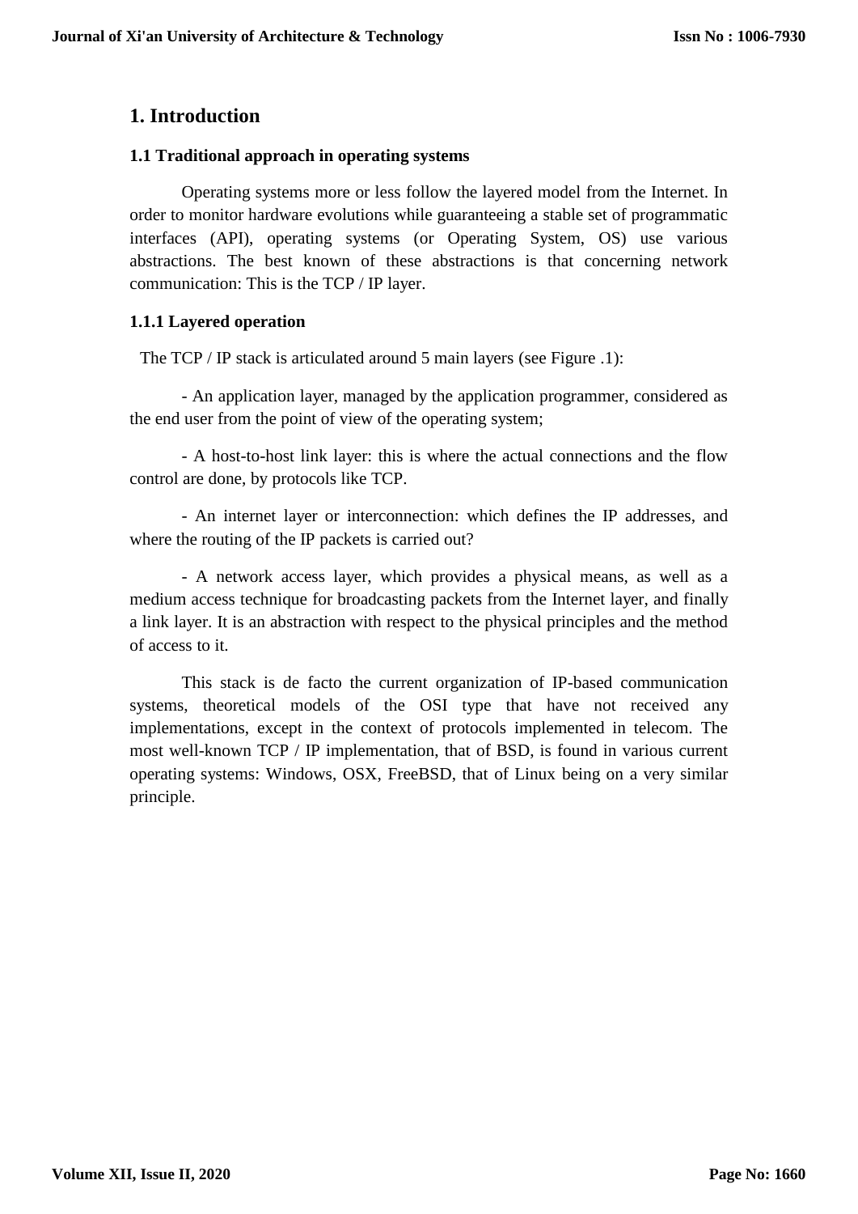# 1. Introduction

### 1.1 Traditional approach in operating systems

Operating systems more or less follow the layered model from the Internet. In order to monitor hardware evolutions while guaranteeing a stable set of programmatic interfaces (API), operating systems (or Operating System, OS) use various abstractions. The best known of these abstractions is that concerning network communication: This is the TCP / IP layer.

#### 1.1.1 Layered operation

The TCP / IP stack is articulated around 5 main layers (see Figure .1):

- An application layer, managed by the application programmer, considered as the end user from the point of view of the operating system;

- A host-to-host link layer: this is where the actual connections and the flow control are done, by protocols like TCP.

- An internet layer or interconnection: which defines the IP addresses, and where the routing of the IP packets is carried out?

- A network access layer, which provides a physical means, as well as a medium access technique for broadcasting packets from the Internet layer, and finally a link layer. It is an abstraction with respect to the physical principles and the method of access to it.

This stack is de facto the current organization of IP-based communication systems, theoretical models of the OSI type that have not received any implementations, except in the context of protocols implemented in telecom. The most well-known TCP / IP implementation, that of BSD, is found in various current operating systems: Windows, OSX, FreeBSD, that of Linux being on a very similar principle.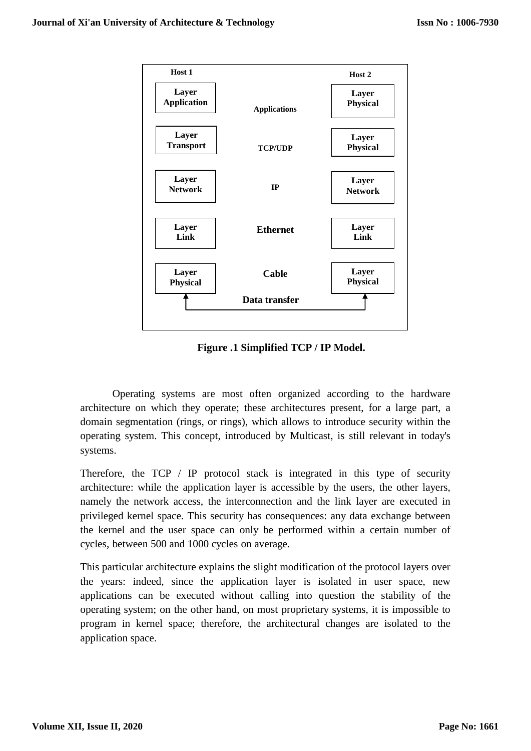| Host 1 | | Host 2 |
|---|---|---|
| Layer Application | Applications | Layer Physical |
| Layer Transport | TCP/UDP | Layer Physical |
| Layer Network | IP | Layer Network |
| Layer Link | Ethernet | Layer Link |
| Layer Physical | Cable | Layer Physical |
| | Data transfer | |

**Figure .1 Simplified TCP / IP Model.**

Operating systems are most often organized according to the hardware architecture on which they operate; these architectures present, for a large part, a domain segmentation (rings, or rings), which allows to introduce security within the operating system. This concept, introduced by Multicast, is still relevant in today's systems.

Therefore, the TCP / IP protocol stack is integrated in this type of security architecture: while the application layer is accessible by the users, the other layers, namely the network access, the interconnection and the link layer are executed in privileged kernel space. This security has consequences: any data exchange between the kernel and the user space can only be performed within a certain number of cycles, between 500 and 1000 cycles on average.

This particular architecture explains the slight modification of the protocol layers over the years: indeed, since the application layer is isolated in user space, new applications can be executed without calling into question the stability of the operating system; on the other hand, on most proprietary systems, it is impossible to program in kernel space; therefore, the architectural changes are isolated to the application space.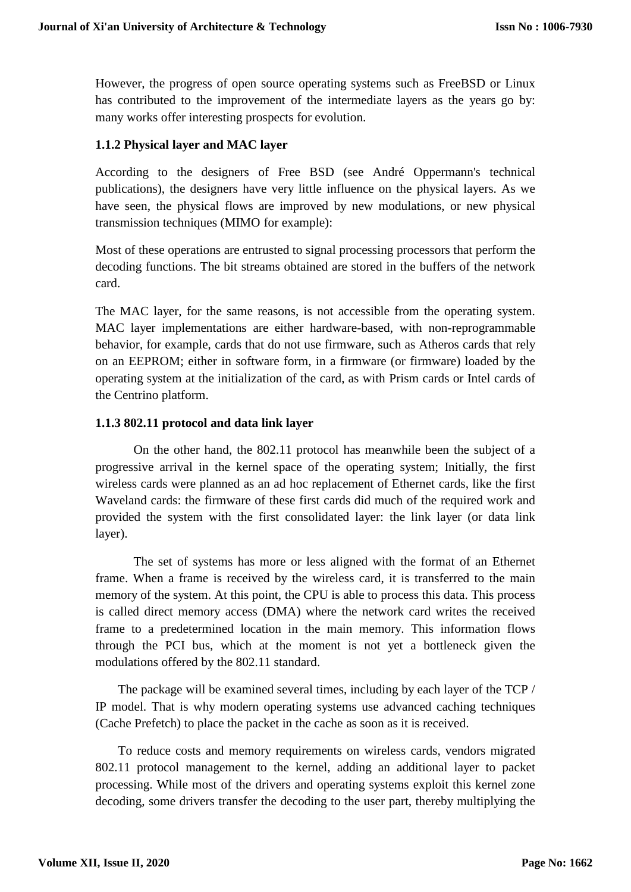However, the progress of open source operating systems such as FreeBSD or Linux has contributed to the improvement of the intermediate layers as the years go by: many works offer interesting prospects for evolution.

### 1.1.2 Physical layer and MAC layer

According to the designers of Free BSD (see André Oppermann's technical publications), the designers have very little influence on the physical layers. As we have seen, the physical flows are improved by new modulations, or new physical transmission techniques (MIMO for example):

Most of these operations are entrusted to signal processing processors that perform the decoding functions. The bit streams obtained are stored in the buffers of the network card.

The MAC layer, for the same reasons, is not accessible from the operating system. MAC layer implementations are either hardware-based, with non-reprogrammable behavior, for example, cards that do not use firmware, such as Atheros cards that rely on an EEPROM; either in software form, in a firmware (or firmware) loaded by the operating system at the initialization of the card, as with Prism cards or Intel cards of the Centrino platform.

### 1.1.3 802.11 protocol and data link layer

On the other hand, the 802.11 protocol has meanwhile been the subject of a progressive arrival in the kernel space of the operating system; Initially, the first wireless cards were planned as an ad hoc replacement of Ethernet cards, like the first Waveland cards: the firmware of these first cards did much of the required work and provided the system with the first consolidated layer: the link layer (or data link layer).

The set of systems has more or less aligned with the format of an Ethernet frame. When a frame is received by the wireless card, it is transferred to the main memory of the system. At this point, the CPU is able to process this data. This process is called direct memory access (DMA) where the network card writes the received frame to a predetermined location in the main memory. This information flows through the PCI bus, which at the moment is not yet a bottleneck given the modulations offered by the 802.11 standard.

The package will be examined several times, including by each layer of the TCP / IP model. That is why modern operating systems use advanced caching techniques (Cache Prefetch) to place the packet in the cache as soon as it is received.

To reduce costs and memory requirements on wireless cards, vendors migrated 802.11 protocol management to the kernel, adding an additional layer to packet processing. While most of the drivers and operating systems exploit this kernel zone decoding, some drivers transfer the decoding to the user part, thereby multiplying the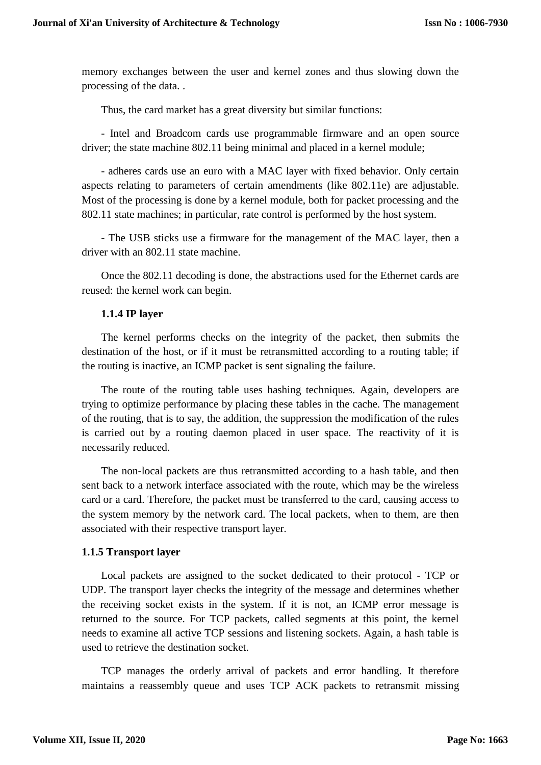memory exchanges between the user and kernel zones and thus slowing down the processing of the data. .

Thus, the card market has a great diversity but similar functions:

- Intel and Broadcom cards use programmable firmware and an open source driver; the state machine 802.11 being minimal and placed in a kernel module;

- adheres cards use an euro with a MAC layer with fixed behavior. Only certain aspects relating to parameters of certain amendments (like 802.11e) are adjustable. Most of the processing is done by a kernel module, both for packet processing and the 802.11 state machines; in particular, rate control is performed by the host system.

- The USB sticks use a firmware for the management of the MAC layer, then a driver with an 802.11 state machine.

Once the 802.11 decoding is done, the abstractions used for the Ethernet cards are reused: the kernel work can begin.

### 1.1.4 IP layer

The kernel performs checks on the integrity of the packet, then submits the destination of the host, or if it must be retransmitted according to a routing table; if the routing is inactive, an ICMP packet is sent signaling the failure.

The route of the routing table uses hashing techniques. Again, developers are trying to optimize performance by placing these tables in the cache. The management of the routing, that is to say, the addition, the suppression the modification of the rules is carried out by a routing daemon placed in user space. The reactivity of it is necessarily reduced.

The non-local packets are thus retransmitted according to a hash table, and then sent back to a network interface associated with the route, which may be the wireless card or a card. Therefore, the packet must be transferred to the card, causing access to the system memory by the network card. The local packets, when to them, are then associated with their respective transport layer.

### 1.1.5 Transport layer

Local packets are assigned to the socket dedicated to their protocol - TCP or UDP. The transport layer checks the integrity of the message and determines whether the receiving socket exists in the system. If it is not, an ICMP error message is returned to the source. For TCP packets, called segments at this point, the kernel needs to examine all active TCP sessions and listening sockets. Again, a hash table is used to retrieve the destination socket.

TCP manages the orderly arrival of packets and error handling. It therefore maintains a reassembly queue and uses TCP ACK packets to retransmit missing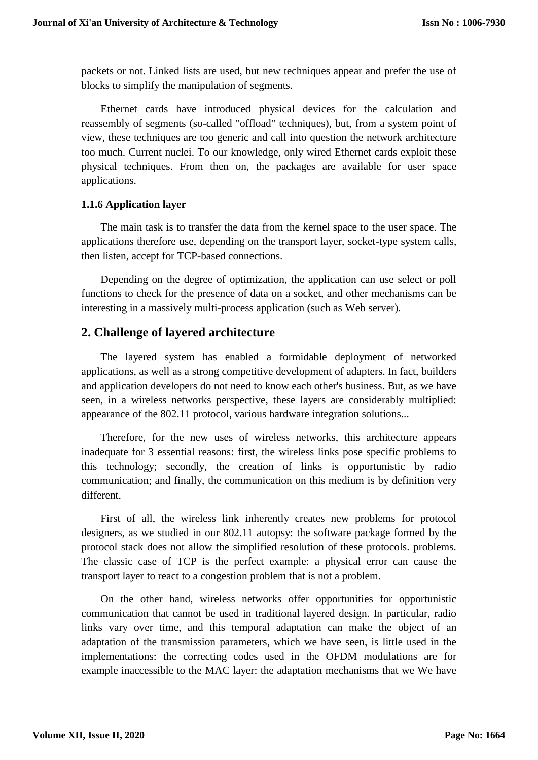packets or not. Linked lists are used, but new techniques appear and prefer the use of blocks to simplify the manipulation of segments.

Ethernet cards have introduced physical devices for the calculation and reassembly of segments (so-called "offload" techniques), but, from a system point of view, these techniques are too generic and call into question the network architecture too much. Current nuclei. To our knowledge, only wired Ethernet cards exploit these physical techniques. From then on, the packages are available for user space applications.

### 1.1.6 Application layer

The main task is to transfer the data from the kernel space to the user space. The applications therefore use, depending on the transport layer, socket-type system calls, then listen, accept for TCP-based connections.

Depending on the degree of optimization, the application can use select or poll functions to check for the presence of data on a socket, and other mechanisms can be interesting in a massively multi-process application (such as Web server).

## 2. Challenge of layered architecture

The layered system has enabled a formidable deployment of networked applications, as well as a strong competitive development of adapters. In fact, builders and application developers do not need to know each other's business. But, as we have seen, in a wireless networks perspective, these layers are considerably multiplied: appearance of the 802.11 protocol, various hardware integration solutions...

Therefore, for the new uses of wireless networks, this architecture appears inadequate for 3 essential reasons: first, the wireless links pose specific problems to this technology; secondly, the creation of links is opportunistic by radio communication; and finally, the communication on this medium is by definition very different.

First of all, the wireless link inherently creates new problems for protocol designers, as we studied in our 802.11 autopsy: the software package formed by the protocol stack does not allow the simplified resolution of these protocols. problems. The classic case of TCP is the perfect example: a physical error can cause the transport layer to react to a congestion problem that is not a problem.

On the other hand, wireless networks offer opportunities for opportunistic communication that cannot be used in traditional layered design. In particular, radio links vary over time, and this temporal adaptation can make the object of an adaptation of the transmission parameters, which we have seen, is little used in the implementations: the correcting codes used in the OFDM modulations are for example inaccessible to the MAC layer: the adaptation mechanisms that we We have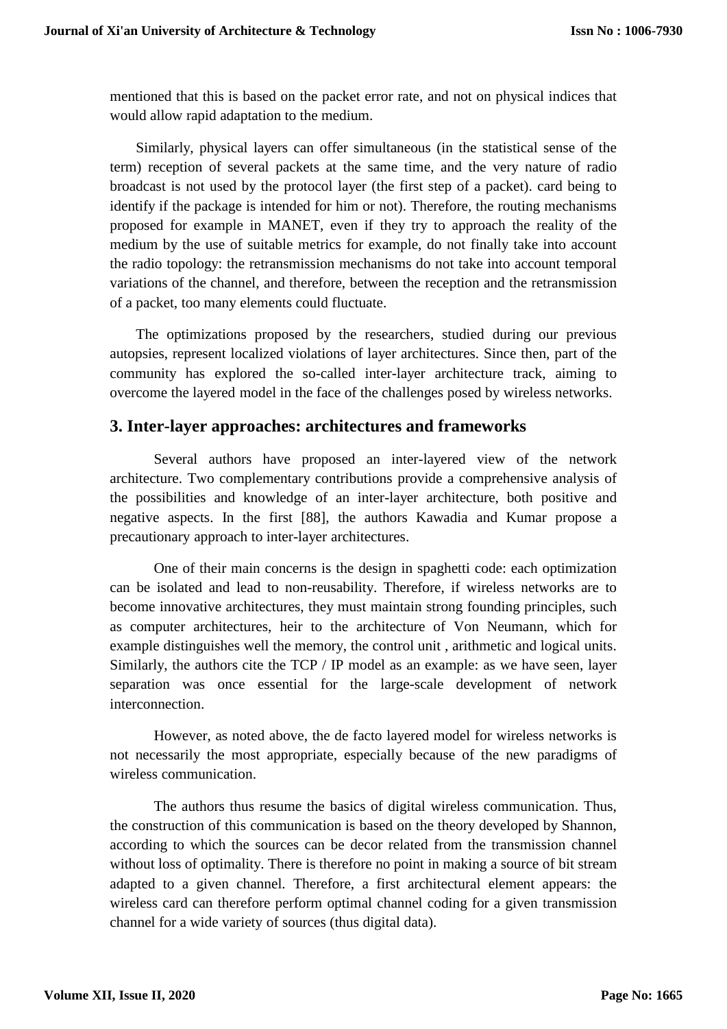mentioned that this is based on the packet error rate, and not on physical indices that would allow rapid adaptation to the medium.

Similarly, physical layers can offer simultaneous (in the statistical sense of the term) reception of several packets at the same time, and the very nature of radio broadcast is not used by the protocol layer (the first step of a packet). card being to identify if the package is intended for him or not). Therefore, the routing mechanisms proposed for example in MANET, even if they try to approach the reality of the medium by the use of suitable metrics for example, do not finally take into account the radio topology: the retransmission mechanisms do not take into account temporal variations of the channel, and therefore, between the reception and the retransmission of a packet, too many elements could fluctuate.

The optimizations proposed by the researchers, studied during our previous autopsies, represent localized violations of layer architectures. Since then, part of the community has explored the so-called inter-layer architecture track, aiming to overcome the layered model in the face of the challenges posed by wireless networks.

## 3. Inter-layer approaches: architectures and frameworks

Several authors have proposed an inter-layered view of the network architecture. Two complementary contributions provide a comprehensive analysis of the possibilities and knowledge of an inter-layer architecture, both positive and negative aspects. In the first [88], the authors Kawadia and Kumar propose a precautionary approach to inter-layer architectures.

One of their main concerns is the design in spaghetti code: each optimization can be isolated and lead to non-reusability. Therefore, if wireless networks are to become innovative architectures, they must maintain strong founding principles, such as computer architectures, heir to the architecture of Von Neumann, which for example distinguishes well the memory, the control unit , arithmetic and logical units. Similarly, the authors cite the TCP / IP model as an example: as we have seen, layer separation was once essential for the large-scale development of network interconnection.

However, as noted above, the de facto layered model for wireless networks is not necessarily the most appropriate, especially because of the new paradigms of wireless communication.

The authors thus resume the basics of digital wireless communication. Thus, the construction of this communication is based on the theory developed by Shannon, according to which the sources can be decor related from the transmission channel without loss of optimality. There is therefore no point in making a source of bit stream adapted to a given channel. Therefore, a first architectural element appears: the wireless card can therefore perform optimal channel coding for a given transmission channel for a wide variety of sources (thus digital data).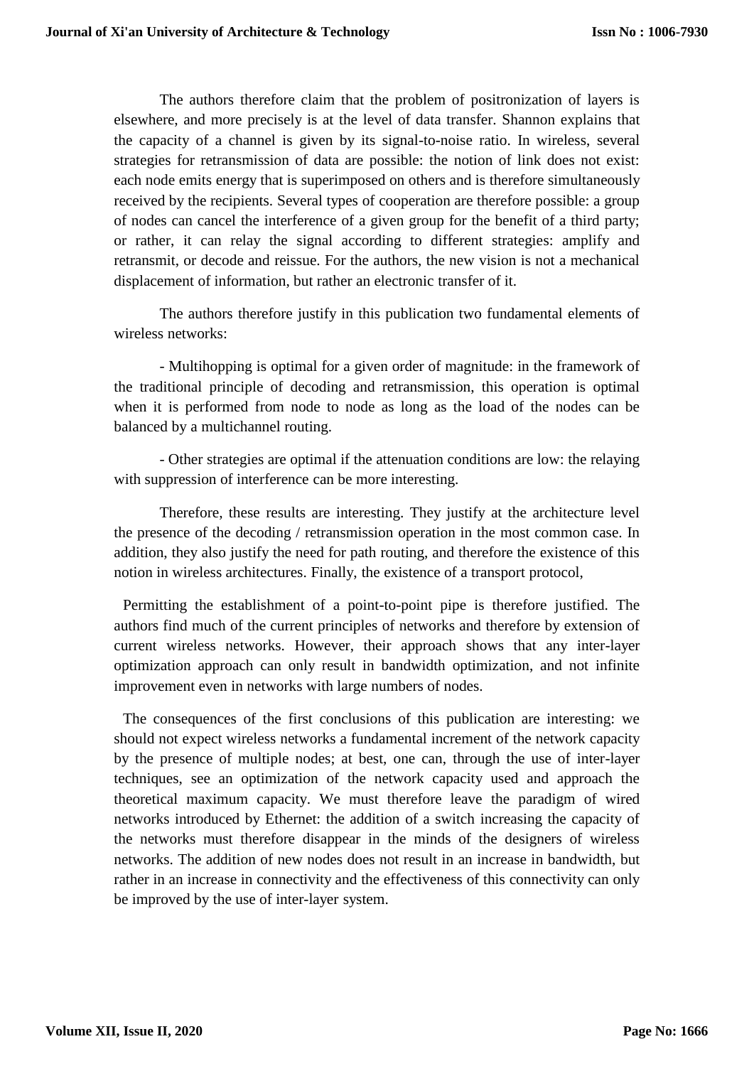The authors therefore claim that the problem of positronization of layers is elsewhere, and more precisely is at the level of data transfer. Shannon explains that the capacity of a channel is given by its signal-to-noise ratio. In wireless, several strategies for retransmission of data are possible: the notion of link does not exist: each node emits energy that is superimposed on others and is therefore simultaneously received by the recipients. Several types of cooperation are therefore possible: a group of nodes can cancel the interference of a given group for the benefit of a third party; or rather, it can relay the signal according to different strategies: amplify and retransmit, or decode and reissue. For the authors, the new vision is not a mechanical displacement of information, but rather an electronic transfer of it.

The authors therefore justify in this publication two fundamental elements of wireless networks:

- Multihopping is optimal for a given order of magnitude: in the framework of the traditional principle of decoding and retransmission, this operation is optimal when it is performed from node to node as long as the load of the nodes can be balanced by a multichannel routing.

- Other strategies are optimal if the attenuation conditions are low: the relaying with suppression of interference can be more interesting.

Therefore, these results are interesting. They justify at the architecture level the presence of the decoding / retransmission operation in the most common case. In addition, they also justify the need for path routing, and therefore the existence of this notion in wireless architectures. Finally, the existence of a transport protocol,

Permitting the establishment of a point-to-point pipe is therefore justified. The authors find much of the current principles of networks and therefore by extension of current wireless networks. However, their approach shows that any inter-layer optimization approach can only result in bandwidth optimization, and not infinite improvement even in networks with large numbers of nodes.

The consequences of the first conclusions of this publication are interesting: we should not expect wireless networks a fundamental increment of the network capacity by the presence of multiple nodes; at best, one can, through the use of inter-layer techniques, see an optimization of the network capacity used and approach the theoretical maximum capacity. We must therefore leave the paradigm of wired networks introduced by Ethernet: the addition of a switch increasing the capacity of the networks must therefore disappear in the minds of the designers of wireless networks. The addition of new nodes does not result in an increase in bandwidth, but rather in an increase in connectivity and the effectiveness of this connectivity can only be improved by the use of inter-layer system.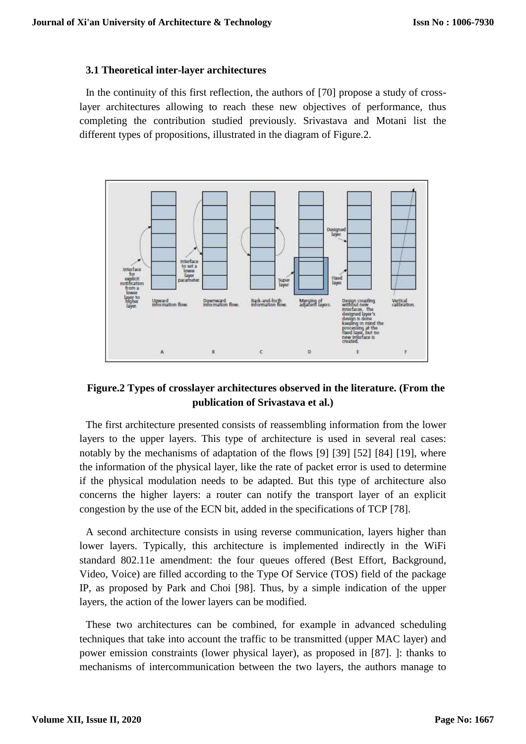### 3.1 Theoretical inter-layer architectures

In the continuity of this first reflection, the authors of [70] propose a study of cross-layer architectures allowing to reach these new objectives of performance, thus completing the contribution studied previously. Srivastava and Motani list the different types of propositions, illustrated in the diagram of Figure.2.

**Figure.2 Types of crosslayer architectures observed in the literature. (From the publication of Srivastava et al.)**

The first architecture presented consists of reassembling information from the lower layers to the upper layers. This type of architecture is used in several real cases: notably by the mechanisms of adaptation of the flows [9] [39] [52] [84] [19], where the information of the physical layer, like the rate of packet error is used to determine if the physical modulation needs to be adapted. But this type of architecture also concerns the higher layers: a router can notify the transport layer of an explicit congestion by the use of the ECN bit, added in the specifications of TCP [78].

A second architecture consists in using reverse communication, layers higher than lower layers. Typically, this architecture is implemented indirectly in the WiFi standard 802.11e amendment: the four queues offered (Best Effort, Background, Video, Voice) are filled according to the Type Of Service (TOS) field of the package IP, as proposed by Park and Choi [98]. Thus, by a simple indication of the upper layers, the action of the lower layers can be modified.

These two architectures can be combined, for example in advanced scheduling techniques that take into account the traffic to be transmitted (upper MAC layer) and power emission constraints (lower physical layer), as proposed in [87]. ]: thanks to mechanisms of intercommunication between the two layers, the authors manage to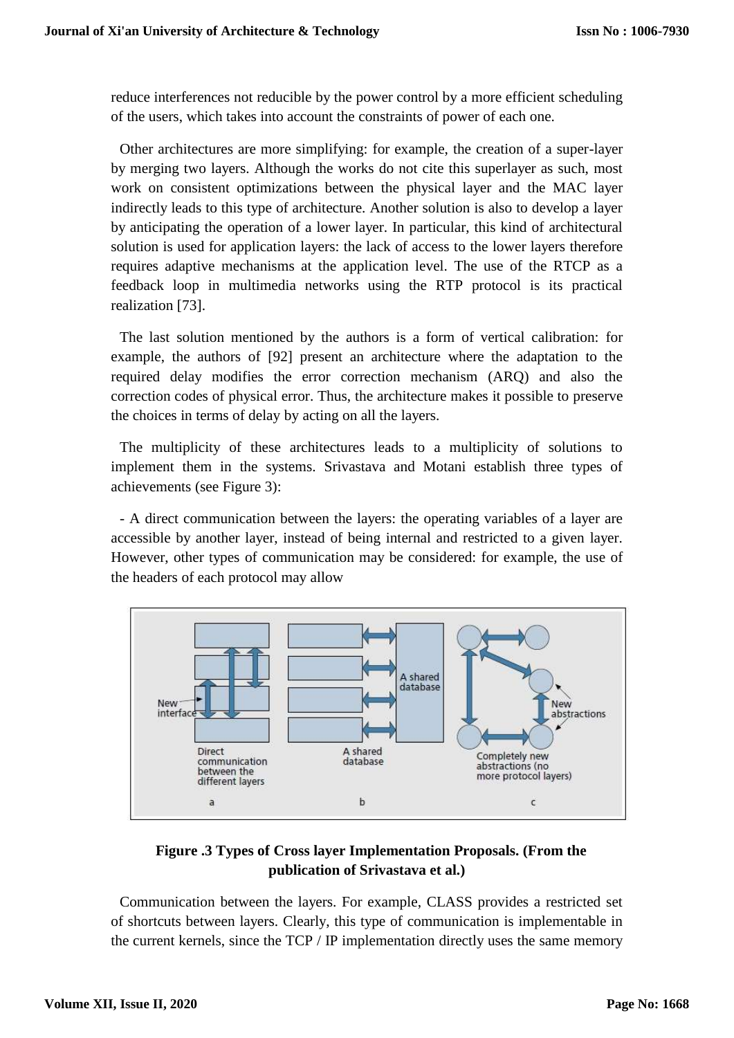reduce interferences not reducible by the power control by a more efficient scheduling of the users, which takes into account the constraints of power of each one.

Other architectures are more simplifying: for example, the creation of a super-layer by merging two layers. Although the works do not cite this superlayer as such, most work on consistent optimizations between the physical layer and the MAC layer indirectly leads to this type of architecture. Another solution is also to develop a layer by anticipating the operation of a lower layer. In particular, this kind of architectural solution is used for application layers: the lack of access to the lower layers therefore requires adaptive mechanisms at the application level. The use of the RTCP as a feedback loop in multimedia networks using the RTP protocol is its practical realization [73].

The last solution mentioned by the authors is a form of vertical calibration: for example, the authors of [92] present an architecture where the adaptation to the required delay modifies the error correction mechanism (ARQ) and also the correction codes of physical error. Thus, the architecture makes it possible to preserve the choices in terms of delay by acting on all the layers.

The multiplicity of these architectures leads to a multiplicity of solutions to implement them in the systems. Srivastava and Motani establish three types of achievements (see Figure 3):

- A direct communication between the layers: the operating variables of a layer are accessible by another layer, instead of being internal and restricted to a given layer. However, other types of communication may be considered: for example, the use of the headers of each protocol may allow

**Figure .3 Types of Cross layer Implementation Proposals. (From the publication of Srivastava et al.)**

Communication between the layers. For example, CLASS provides a restricted set of shortcuts between layers. Clearly, this type of communication is implementable in the current kernels, since the TCP / IP implementation directly uses the same memory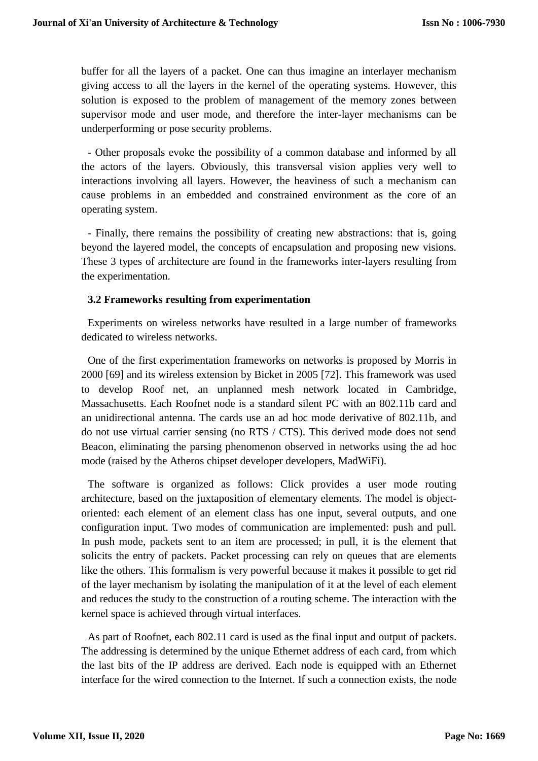buffer for all the layers of a packet. One can thus imagine an interlayer mechanism giving access to all the layers in the kernel of the operating systems. However, this solution is exposed to the problem of management of the memory zones between supervisor mode and user mode, and therefore the inter-layer mechanisms can be underperforming or pose security problems.

- Other proposals evoke the possibility of a common database and informed by all the actors of the layers. Obviously, this transversal vision applies very well to interactions involving all layers. However, the heaviness of such a mechanism can cause problems in an embedded and constrained environment as the core of an operating system.

- Finally, there remains the possibility of creating new abstractions: that is, going beyond the layered model, the concepts of encapsulation and proposing new visions. These 3 types of architecture are found in the frameworks inter-layers resulting from the experimentation.

### 3.2 Frameworks resulting from experimentation

Experiments on wireless networks have resulted in a large number of frameworks dedicated to wireless networks.

One of the first experimentation frameworks on networks is proposed by Morris in 2000 [69] and its wireless extension by Bicket in 2005 [72]. This framework was used to develop Roof net, an unplanned mesh network located in Cambridge, Massachusetts. Each Roofnet node is a standard silent PC with an 802.11b card and an unidirectional antenna. The cards use an ad hoc mode derivative of 802.11b, and do not use virtual carrier sensing (no RTS / CTS). This derived mode does not send Beacon, eliminating the parsing phenomenon observed in networks using the ad hoc mode (raised by the Atheros chipset developer developers, MadWiFi).

The software is organized as follows: Click provides a user mode routing architecture, based on the juxtaposition of elementary elements. The model is object-oriented: each element of an element class has one input, several outputs, and one configuration input. Two modes of communication are implemented: push and pull. In push mode, packets sent to an item are processed; in pull, it is the element that solicits the entry of packets. Packet processing can rely on queues that are elements like the others. This formalism is very powerful because it makes it possible to get rid of the layer mechanism by isolating the manipulation of it at the level of each element and reduces the study to the construction of a routing scheme. The interaction with the kernel space is achieved through virtual interfaces.

As part of Roofnet, each 802.11 card is used as the final input and output of packets. The addressing is determined by the unique Ethernet address of each card, from which the last bits of the IP address are derived. Each node is equipped with an Ethernet interface for the wired connection to the Internet. If such a connection exists, the node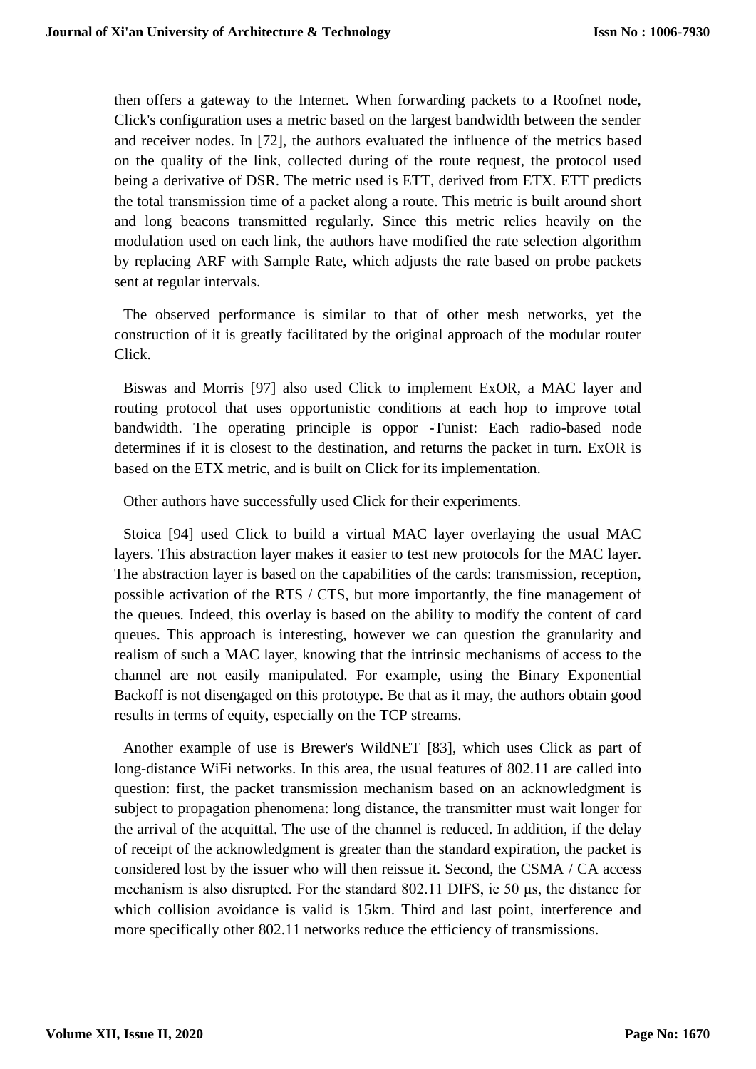then offers a gateway to the Internet. When forwarding packets to a Roofnet node, Click's configuration uses a metric based on the largest bandwidth between the sender and receiver nodes. In [72], the authors evaluated the influence of the metrics based on the quality of the link, collected during of the route request, the protocol used being a derivative of DSR. The metric used is ETT, derived from ETX. ETT predicts the total transmission time of a packet along a route. This metric is built around short and long beacons transmitted regularly. Since this metric relies heavily on the modulation used on each link, the authors have modified the rate selection algorithm by replacing ARF with Sample Rate, which adjusts the rate based on probe packets sent at regular intervals.

The observed performance is similar to that of other mesh networks, yet the construction of it is greatly facilitated by the original approach of the modular router Click.

Biswas and Morris [97] also used Click to implement ExOR, a MAC layer and routing protocol that uses opportunistic conditions at each hop to improve total bandwidth. The operating principle is oppor -Tunist: Each radio-based node determines if it is closest to the destination, and returns the packet in turn. ExOR is based on the ETX metric, and is built on Click for its implementation.

Other authors have successfully used Click for their experiments.

Stoica [94] used Click to build a virtual MAC layer overlaying the usual MAC layers. This abstraction layer makes it easier to test new protocols for the MAC layer. The abstraction layer is based on the capabilities of the cards: transmission, reception, possible activation of the RTS / CTS, but more importantly, the fine management of the queues. Indeed, this overlay is based on the ability to modify the content of card queues. This approach is interesting, however we can question the granularity and realism of such a MAC layer, knowing that the intrinsic mechanisms of access to the channel are not easily manipulated. For example, using the Binary Exponential Backoff is not disengaged on this prototype. Be that as it may, the authors obtain good results in terms of equity, especially on the TCP streams.

Another example of use is Brewer's WildNET [83], which uses Click as part of long-distance WiFi networks. In this area, the usual features of 802.11 are called into question: first, the packet transmission mechanism based on an acknowledgment is subject to propagation phenomena: long distance, the transmitter must wait longer for the arrival of the acquittal. The use of the channel is reduced. In addition, if the delay of receipt of the acknowledgment is greater than the standard expiration, the packet is considered lost by the issuer who will then reissue it. Second, the CSMA / CA access mechanism is also disrupted. For the standard 802.11 DIFS, ie 50 μs, the distance for which collision avoidance is valid is 15km. Third and last point, interference and more specifically other 802.11 networks reduce the efficiency of transmissions.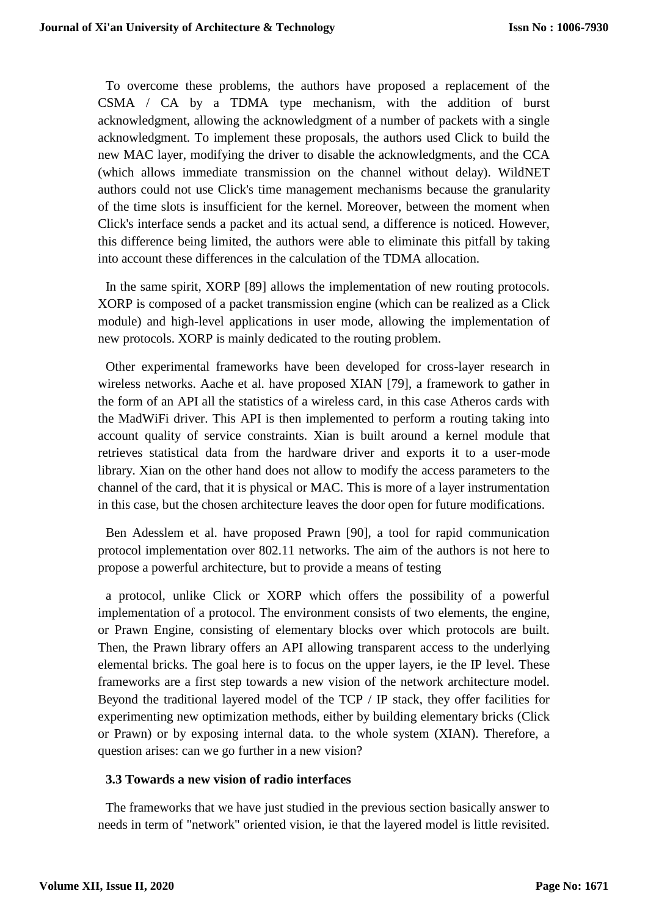To overcome these problems, the authors have proposed a replacement of the CSMA / CA by a TDMA type mechanism, with the addition of burst acknowledgment, allowing the acknowledgment of a number of packets with a single acknowledgment. To implement these proposals, the authors used Click to build the new MAC layer, modifying the driver to disable the acknowledgments, and the CCA (which allows immediate transmission on the channel without delay). WildNET authors could not use Click's time management mechanisms because the granularity of the time slots is insufficient for the kernel. Moreover, between the moment when Click's interface sends a packet and its actual send, a difference is noticed. However, this difference being limited, the authors were able to eliminate this pitfall by taking into account these differences in the calculation of the TDMA allocation.

In the same spirit, XORP [89] allows the implementation of new routing protocols. XORP is composed of a packet transmission engine (which can be realized as a Click module) and high-level applications in user mode, allowing the implementation of new protocols. XORP is mainly dedicated to the routing problem.

Other experimental frameworks have been developed for cross-layer research in wireless networks. Aache et al. have proposed XIAN [79], a framework to gather in the form of an API all the statistics of a wireless card, in this case Atheros cards with the MadWiFi driver. This API is then implemented to perform a routing taking into account quality of service constraints. Xian is built around a kernel module that retrieves statistical data from the hardware driver and exports it to a user-mode library. Xian on the other hand does not allow to modify the access parameters to the channel of the card, that it is physical or MAC. This is more of a layer instrumentation in this case, but the chosen architecture leaves the door open for future modifications.

Ben Adesslem et al. have proposed Prawn [90], a tool for rapid communication protocol implementation over 802.11 networks. The aim of the authors is not here to propose a powerful architecture, but to provide a means of testing

a protocol, unlike Click or XORP which offers the possibility of a powerful implementation of a protocol. The environment consists of two elements, the engine, or Prawn Engine, consisting of elementary blocks over which protocols are built. Then, the Prawn library offers an API allowing transparent access to the underlying elemental bricks. The goal here is to focus on the upper layers, ie the IP level. These frameworks are a first step towards a new vision of the network architecture model. Beyond the traditional layered model of the TCP / IP stack, they offer facilities for experimenting new optimization methods, either by building elementary bricks (Click or Prawn) or by exposing internal data. to the whole system (XIAN). Therefore, a question arises: can we go further in a new vision?

### 3.3 Towards a new vision of radio interfaces

The frameworks that we have just studied in the previous section basically answer to needs in term of "network" oriented vision, ie that the layered model is little revisited.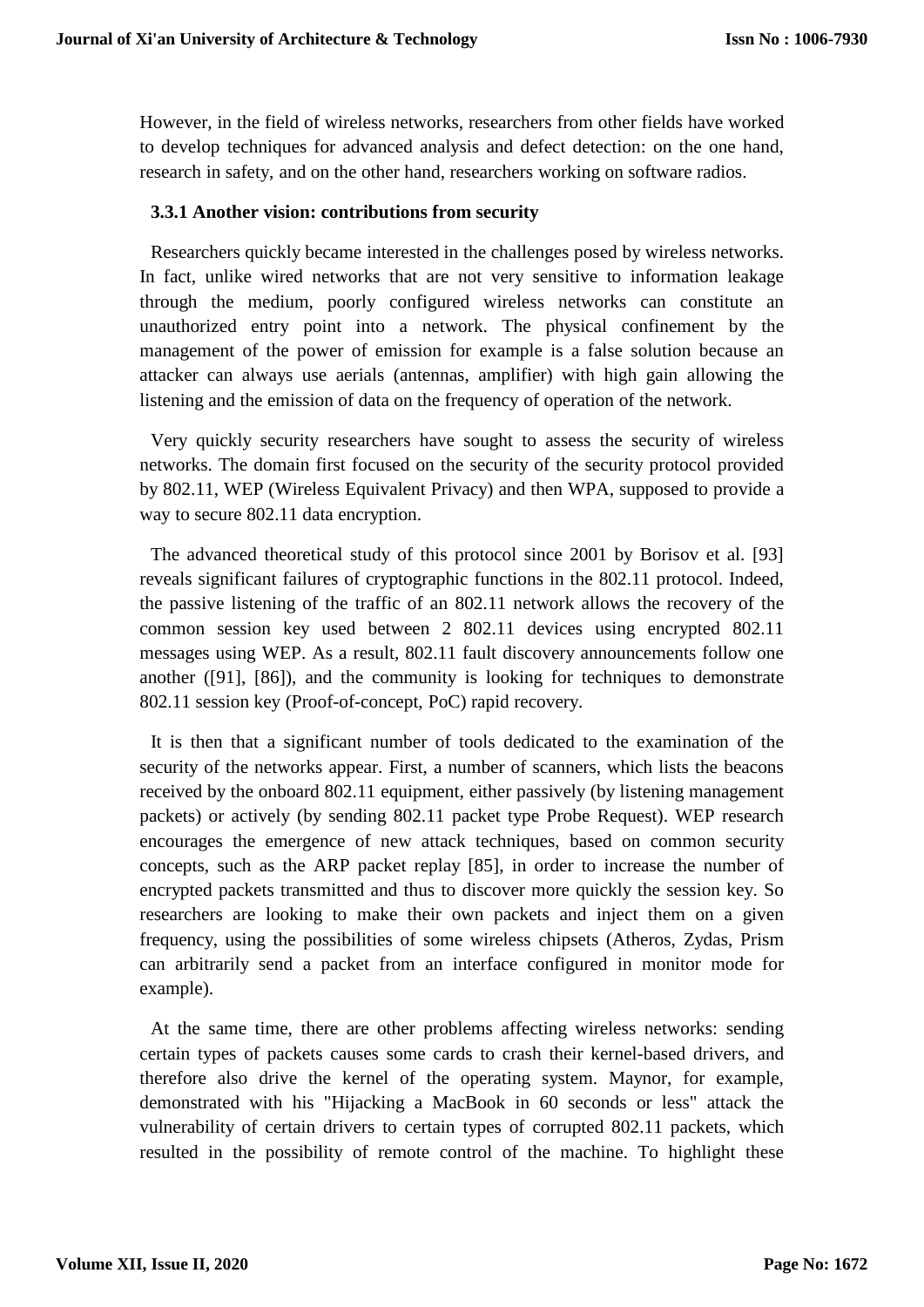However, in the field of wireless networks, researchers from other fields have worked to develop techniques for advanced analysis and defect detection: on the one hand, research in safety, and on the other hand, researchers working on software radios.

### 3.3.1 Another vision: contributions from security

Researchers quickly became interested in the challenges posed by wireless networks. In fact, unlike wired networks that are not very sensitive to information leakage through the medium, poorly configured wireless networks can constitute an unauthorized entry point into a network. The physical confinement by the management of the power of emission for example is a false solution because an attacker can always use aerials (antennas, amplifier) with high gain allowing the listening and the emission of data on the frequency of operation of the network.

Very quickly security researchers have sought to assess the security of wireless networks. The domain first focused on the security of the security protocol provided by 802.11, WEP (Wireless Equivalent Privacy) and then WPA, supposed to provide a way to secure 802.11 data encryption.

The advanced theoretical study of this protocol since 2001 by Borisov et al. [93] reveals significant failures of cryptographic functions in the 802.11 protocol. Indeed, the passive listening of the traffic of an 802.11 network allows the recovery of the common session key used between 2 802.11 devices using encrypted 802.11 messages using WEP. As a result, 802.11 fault discovery announcements follow one another ([91], [86]), and the community is looking for techniques to demonstrate 802.11 session key (Proof-of-concept, PoC) rapid recovery.

It is then that a significant number of tools dedicated to the examination of the security of the networks appear. First, a number of scanners, which lists the beacons received by the onboard 802.11 equipment, either passively (by listening management packets) or actively (by sending 802.11 packet type Probe Request). WEP research encourages the emergence of new attack techniques, based on common security concepts, such as the ARP packet replay [85], in order to increase the number of encrypted packets transmitted and thus to discover more quickly the session key. So researchers are looking to make their own packets and inject them on a given frequency, using the possibilities of some wireless chipsets (Atheros, Zydas, Prism can arbitrarily send a packet from an interface configured in monitor mode for example).

At the same time, there are other problems affecting wireless networks: sending certain types of packets causes some cards to crash their kernel-based drivers, and therefore also drive the kernel of the operating system. Maynor, for example, demonstrated with his "Hijacking a MacBook in 60 seconds or less" attack the vulnerability of certain drivers to certain types of corrupted 802.11 packets, which resulted in the possibility of remote control of the machine. To highlight these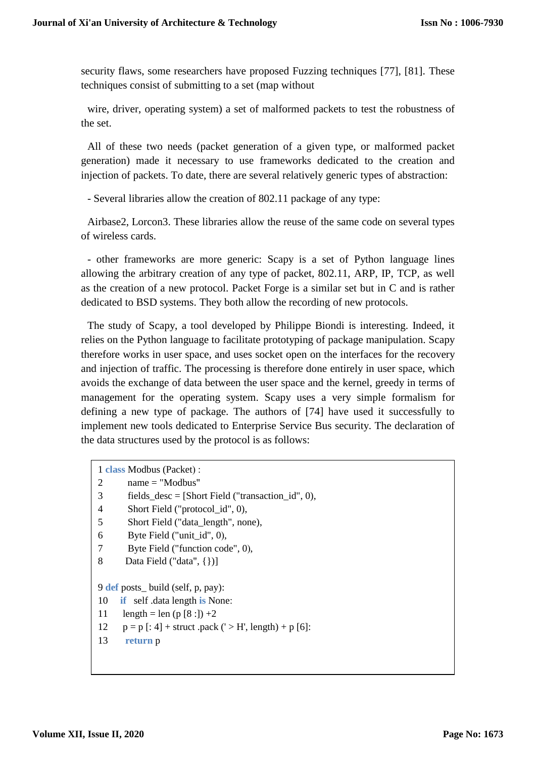security flaws, some researchers have proposed Fuzzing techniques [77], [81]. These techniques consist of submitting to a set (map without

wire, driver, operating system) a set of malformed packets to test the robustness of the set.

All of these two needs (packet generation of a given type, or malformed packet generation) made it necessary to use frameworks dedicated to the creation and injection of packets. To date, there are several relatively generic types of abstraction:

- Several libraries allow the creation of 802.11 package of any type:

Airbase2, Lorcon3. These libraries allow the reuse of the same code on several types of wireless cards.

- other frameworks are more generic: Scapy is a set of Python language lines allowing the arbitrary creation of any type of packet, 802.11, ARP, IP, TCP, as well as the creation of a new protocol. Packet Forge is a similar set but in C and is rather dedicated to BSD systems. They both allow the recording of new protocols.

The study of Scapy, a tool developed by Philippe Biondi is interesting. Indeed, it relies on the Python language to facilitate prototyping of package manipulation. Scapy therefore works in user space, and uses socket open on the interfaces for the recovery and injection of traffic. The processing is therefore done entirely in user space, which avoids the exchange of data between the user space and the kernel, greedy in terms of management for the operating system. Scapy uses a very simple formalism for defining a new type of package. The authors of [74] have used it successfully to implement new tools dedicated to Enterprise Service Bus security. The declaration of the data structures used by the protocol is as follows:

```
1 class Modbus (Packet) :
2        name = "Modbus"
3        fields_desc = [Short Field ("transaction_id", 0),
4        Short Field ("protocol_id", 0),
5        Short Field ("data_length", none),
6        Byte Field ("unit_id", 0),
7        Byte Field ("function code", 0),
8       Data Field ("data", {})]

9 def posts_ build (self, p, pay):
10    if  self .data length is None:
11     length = len (p [8 :]) +2
12     p = p [: 4] + struct .pack (' > H', length) + p [6]:
13      return p
```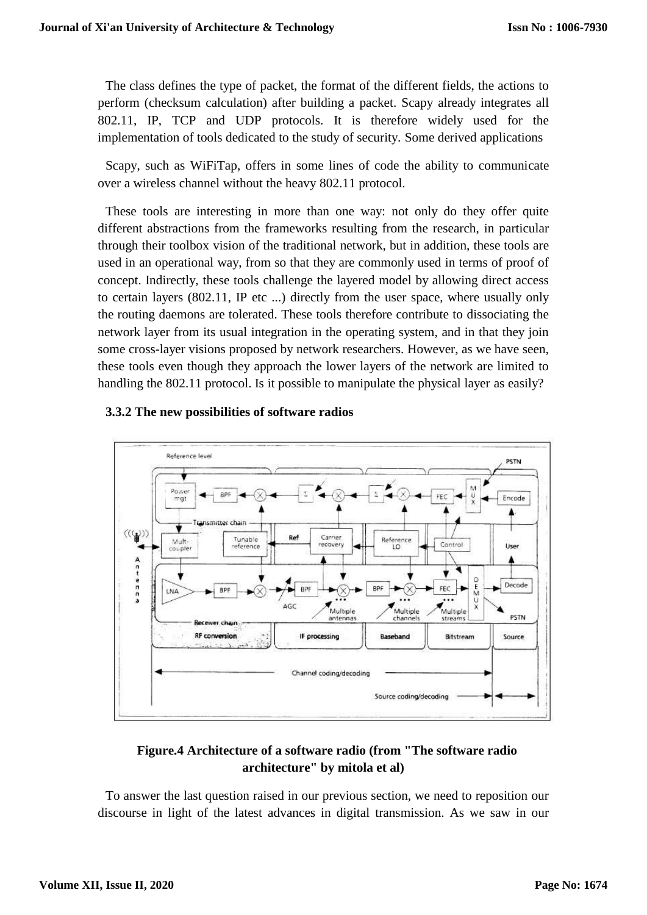The class defines the type of packet, the format of the different fields, the actions to perform (checksum calculation) after building a packet. Scapy already integrates all 802.11, IP, TCP and UDP protocols. It is therefore widely used for the implementation of tools dedicated to the study of security. Some derived applications

Scapy, such as WiFiTap, offers in some lines of code the ability to communicate over a wireless channel without the heavy 802.11 protocol.

These tools are interesting in more than one way: not only do they offer quite different abstractions from the frameworks resulting from the research, in particular through their toolbox vision of the traditional network, but in addition, these tools are used in an operational way, from so that they are commonly used in terms of proof of concept. Indirectly, these tools challenge the layered model by allowing direct access to certain layers (802.11, IP etc ...) directly from the user space, where usually only the routing daemons are tolerated. These tools therefore contribute to dissociating the network layer from its usual integration in the operating system, and in that they join some cross-layer visions proposed by network researchers. However, as we have seen, these tools even though they approach the lower layers of the network are limited to handling the 802.11 protocol. Is it possible to manipulate the physical layer as easily?

### 3.3.2 The new possibilities of software radios

**Figure.4 Architecture of a software radio (from "The software radio architecture" by mitola et al)**

To answer the last question raised in our previous section, we need to reposition our discourse in light of the latest advances in digital transmission. As we saw in our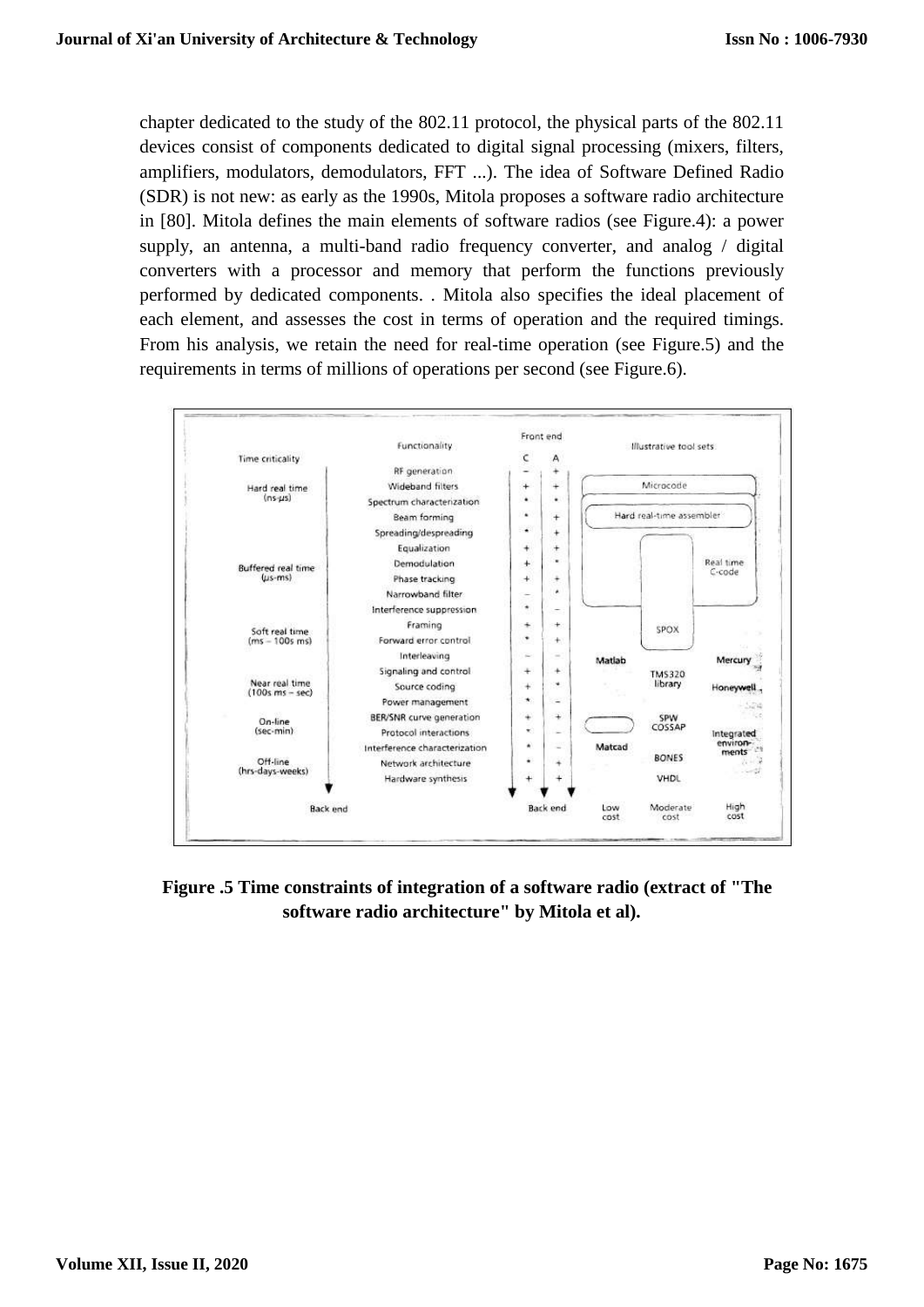chapter dedicated to the study of the 802.11 protocol, the physical parts of the 802.11 devices consist of components dedicated to digital signal processing (mixers, filters, amplifiers, modulators, demodulators, FFT ...). The idea of Software Defined Radio (SDR) is not new: as early as the 1990s, Mitola proposes a software radio architecture in [80]. Mitola defines the main elements of software radios (see Figure.4): a power supply, an antenna, a multi-band radio frequency converter, and analog / digital converters with a processor and memory that perform the functions previously performed by dedicated components. . Mitola also specifies the ideal placement of each element, and assesses the cost in terms of operation and the required timings. From his analysis, we retain the need for real-time operation (see Figure.5) and the requirements in terms of millions of operations per second (see Figure.6).

**Figure .5 Time constraints of integration of a software radio (extract of "The software radio architecture" by Mitola et al).**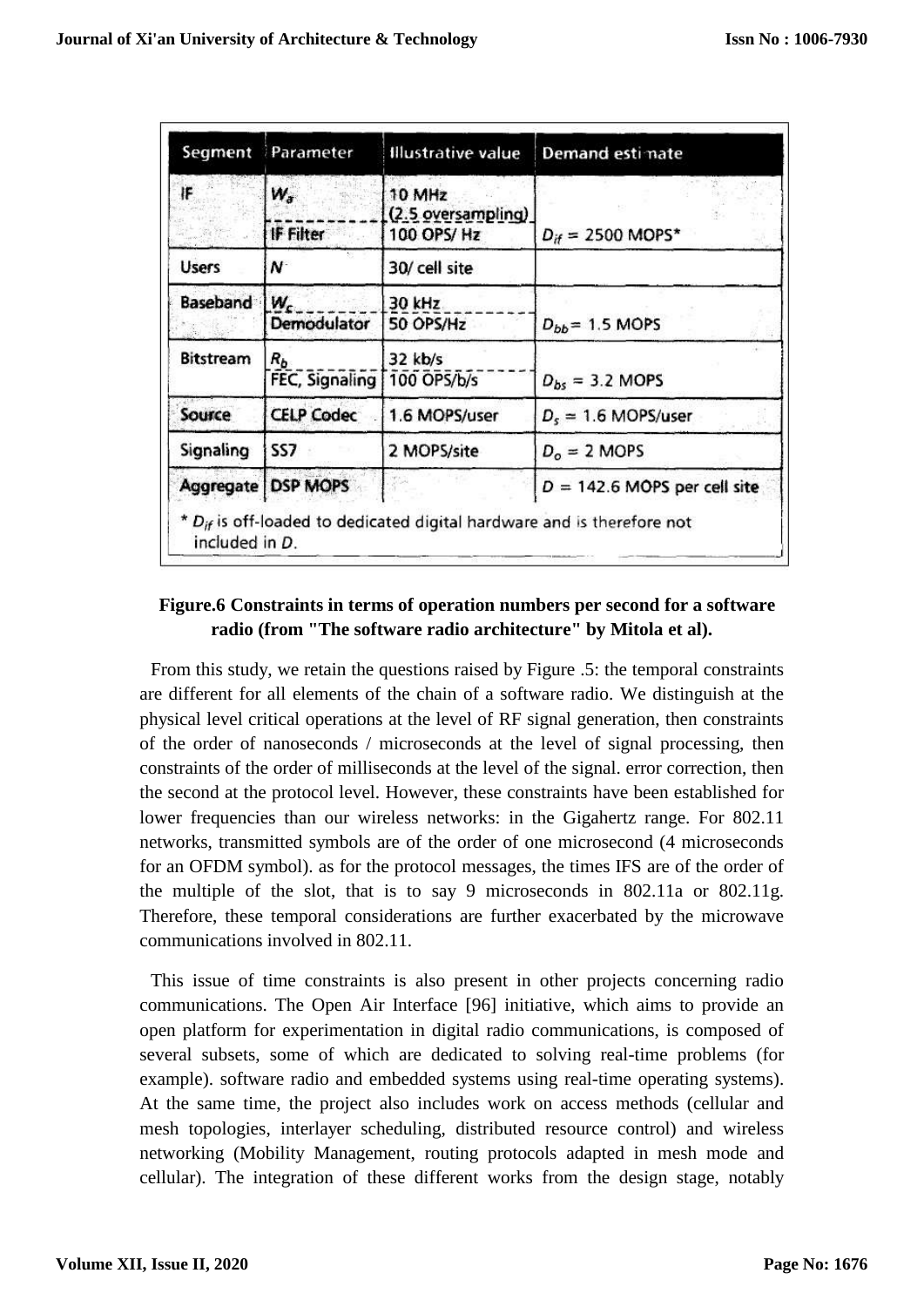| Segment | Parameter | Illustrative value | Demand estimate |
|---|---|---|---|
| IF | $W_a$ | 10 MHz (2.5 oversampling) | |
| | IF Filter | 100 OPS/ Hz | $D_{if}$ = 2500 MOPS* |
| Users | $N$ | 30/ cell site | |
| Baseband | $W_c$ | 30 kHz | |
| | Demodulator | 50 OPS/Hz | $D_{bb}$ = 1.5 MOPS |
| Bitstream | $R_b$ | 32 kb/s | |
| | FEC, Signaling | 100 OPS/b/s | $D_{bs}$ = 3.2 MOPS |
| Source | CELP Codec | 1.6 MOPS/user | $D_s$ = 1.6 MOPS/user |
| Signaling | SS7 | 2 MOPS/site | $D_o$ = 2 MOPS |
| Aggregate | DSP MOPS | | $D$ = 142.6 MOPS per cell site |

* $D_{if}$ is off-loaded to dedicated digital hardware and is therefore not included in $D$.

**Figure.6 Constraints in terms of operation numbers per second for a software radio (from "The software radio architecture" by Mitola et al).**

From this study, we retain the questions raised by Figure .5: the temporal constraints are different for all elements of the chain of a software radio. We distinguish at the physical level critical operations at the level of RF signal generation, then constraints of the order of nanoseconds / microseconds at the level of signal processing, then constraints of the order of milliseconds at the level of the signal. error correction, then the second at the protocol level. However, these constraints have been established for lower frequencies than our wireless networks: in the Gigahertz range. For 802.11 networks, transmitted symbols are of the order of one microsecond (4 microseconds for an OFDM symbol). as for the protocol messages, the times IFS are of the order of the multiple of the slot, that is to say 9 microseconds in 802.11a or 802.11g. Therefore, these temporal considerations are further exacerbated by the microwave communications involved in 802.11.

This issue of time constraints is also present in other projects concerning radio communications. The Open Air Interface [96] initiative, which aims to provide an open platform for experimentation in digital radio communications, is composed of several subsets, some of which are dedicated to solving real-time problems (for example). software radio and embedded systems using real-time operating systems). At the same time, the project also includes work on access methods (cellular and mesh topologies, interlayer scheduling, distributed resource control) and wireless networking (Mobility Management, routing protocols adapted in mesh mode and cellular). The integration of these different works from the design stage, notably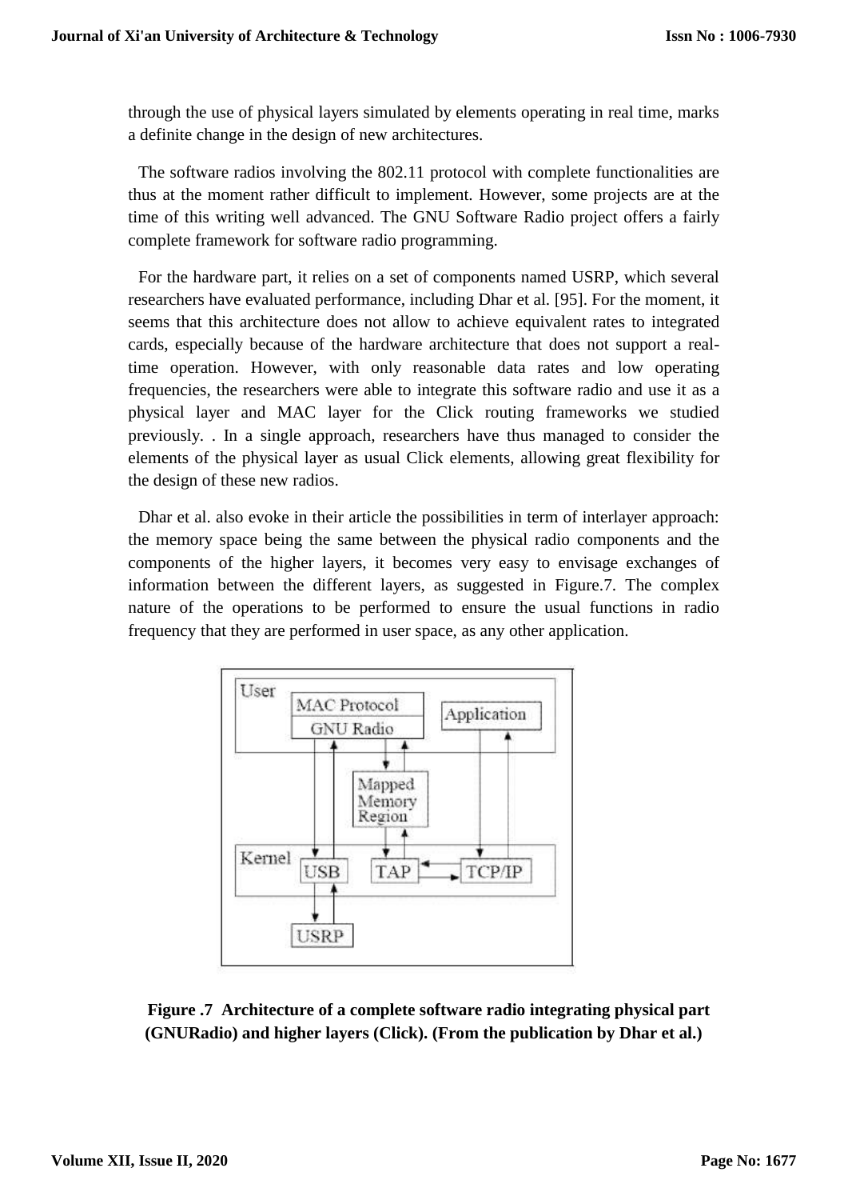through the use of physical layers simulated by elements operating in real time, marks a definite change in the design of new architectures.

The software radios involving the 802.11 protocol with complete functionalities are thus at the moment rather difficult to implement. However, some projects are at the time of this writing well advanced. The GNU Software Radio project offers a fairly complete framework for software radio programming.

For the hardware part, it relies on a set of components named USRP, which several researchers have evaluated performance, including Dhar et al. [95]. For the moment, it seems that this architecture does not allow to achieve equivalent rates to integrated cards, especially because of the hardware architecture that does not support a real-time operation. However, with only reasonable data rates and low operating frequencies, the researchers were able to integrate this software radio and use it as a physical layer and MAC layer for the Click routing frameworks we studied previously. . In a single approach, researchers have thus managed to consider the elements of the physical layer as usual Click elements, allowing great flexibility for the design of these new radios.

Dhar et al. also evoke in their article the possibilities in term of interlayer approach: the memory space being the same between the physical radio components and the components of the higher layers, it becomes very easy to envisage exchanges of information between the different layers, as suggested in Figure.7. The complex nature of the operations to be performed to ensure the usual functions in radio frequency that they are performed in user space, as any other application.

**Figure .7 Architecture of a complete software radio integrating physical part (GNURadio) and higher layers (Click). (From the publication by Dhar et al.)**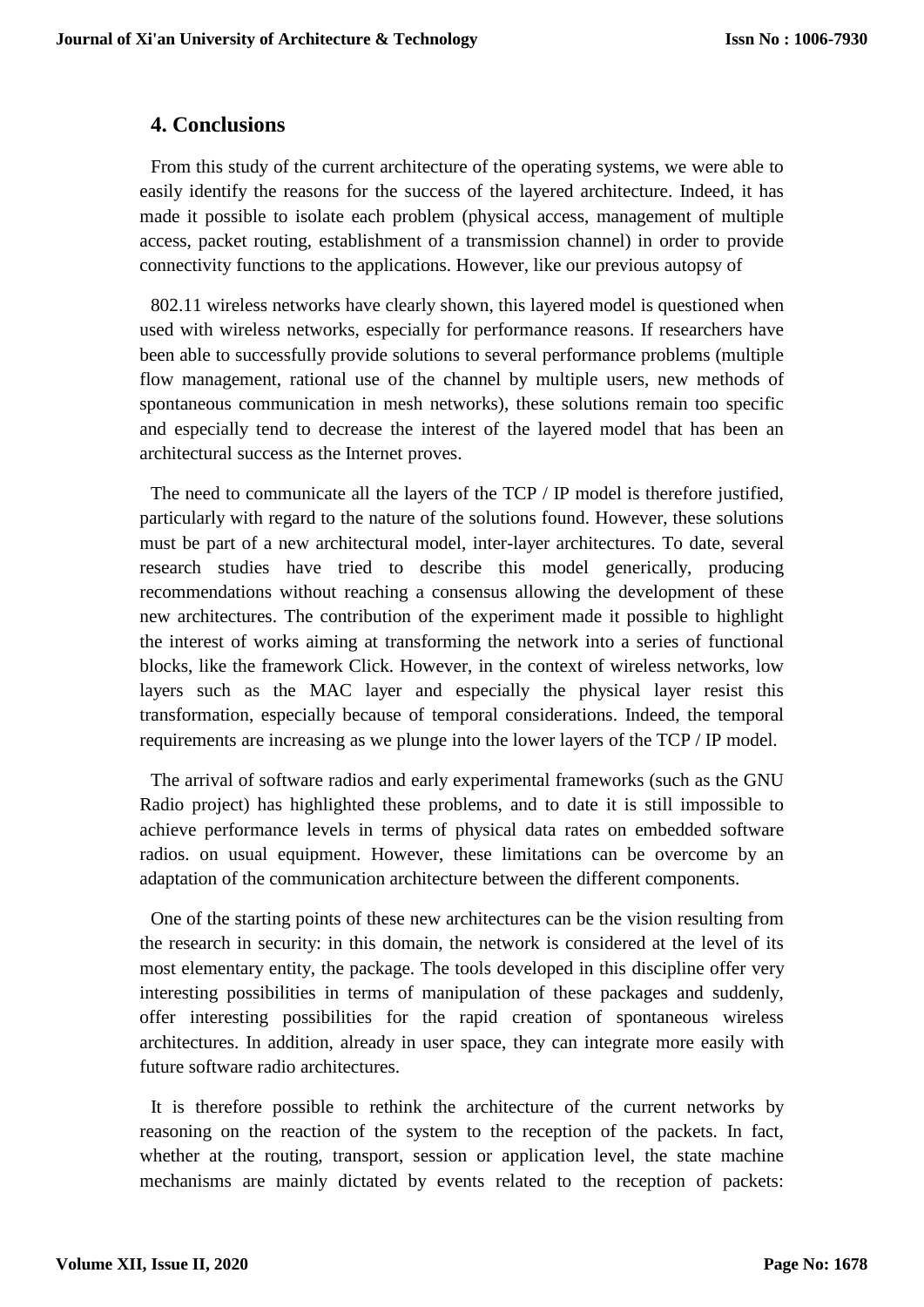## 4. Conclusions

From this study of the current architecture of the operating systems, we were able to easily identify the reasons for the success of the layered architecture. Indeed, it has made it possible to isolate each problem (physical access, management of multiple access, packet routing, establishment of a transmission channel) in order to provide connectivity functions to the applications. However, like our previous autopsy of

802.11 wireless networks have clearly shown, this layered model is questioned when used with wireless networks, especially for performance reasons. If researchers have been able to successfully provide solutions to several performance problems (multiple flow management, rational use of the channel by multiple users, new methods of spontaneous communication in mesh networks), these solutions remain too specific and especially tend to decrease the interest of the layered model that has been an architectural success as the Internet proves.

The need to communicate all the layers of the TCP / IP model is therefore justified, particularly with regard to the nature of the solutions found. However, these solutions must be part of a new architectural model, inter-layer architectures. To date, several research studies have tried to describe this model generically, producing recommendations without reaching a consensus allowing the development of these new architectures. The contribution of the experiment made it possible to highlight the interest of works aiming at transforming the network into a series of functional blocks, like the framework Click. However, in the context of wireless networks, low layers such as the MAC layer and especially the physical layer resist this transformation, especially because of temporal considerations. Indeed, the temporal requirements are increasing as we plunge into the lower layers of the TCP / IP model.

The arrival of software radios and early experimental frameworks (such as the GNU Radio project) has highlighted these problems, and to date it is still impossible to achieve performance levels in terms of physical data rates on embedded software radios. on usual equipment. However, these limitations can be overcome by an adaptation of the communication architecture between the different components.

One of the starting points of these new architectures can be the vision resulting from the research in security: in this domain, the network is considered at the level of its most elementary entity, the package. The tools developed in this discipline offer very interesting possibilities in terms of manipulation of these packages and suddenly, offer interesting possibilities for the rapid creation of spontaneous wireless architectures. In addition, already in user space, they can integrate more easily with future software radio architectures.

It is therefore possible to rethink the architecture of the current networks by reasoning on the reaction of the system to the reception of the packets. In fact, whether at the routing, transport, session or application level, the state machine mechanisms are mainly dictated by events related to the reception of packets: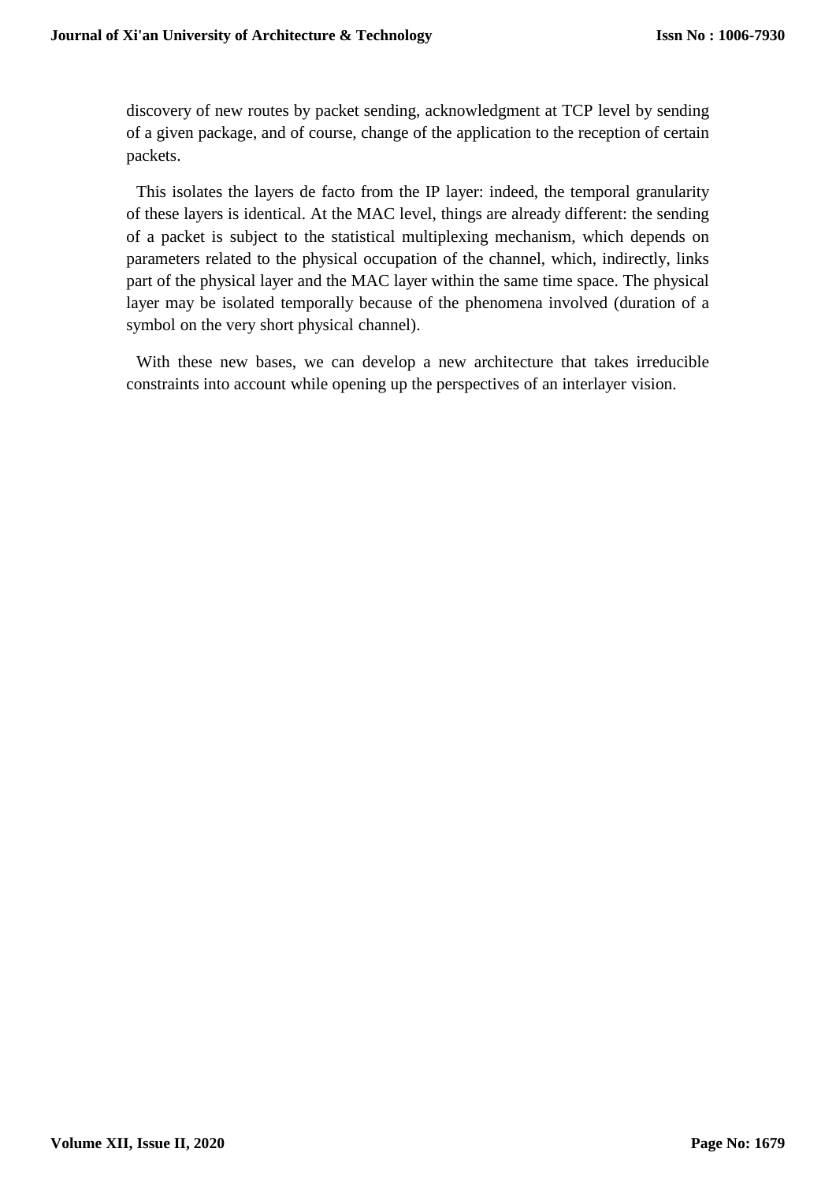discovery of new routes by packet sending, acknowledgment at TCP level by sending of a given package, and of course, change of the application to the reception of certain packets.

This isolates the layers de facto from the IP layer: indeed, the temporal granularity of these layers is identical. At the MAC level, things are already different: the sending of a packet is subject to the statistical multiplexing mechanism, which depends on parameters related to the physical occupation of the channel, which, indirectly, links part of the physical layer and the MAC layer within the same time space. The physical layer may be isolated temporally because of the phenomena involved (duration of a symbol on the very short physical channel).

With these new bases, we can develop a new architecture that takes irreducible constraints into account while opening up the perspectives of an interlayer vision.